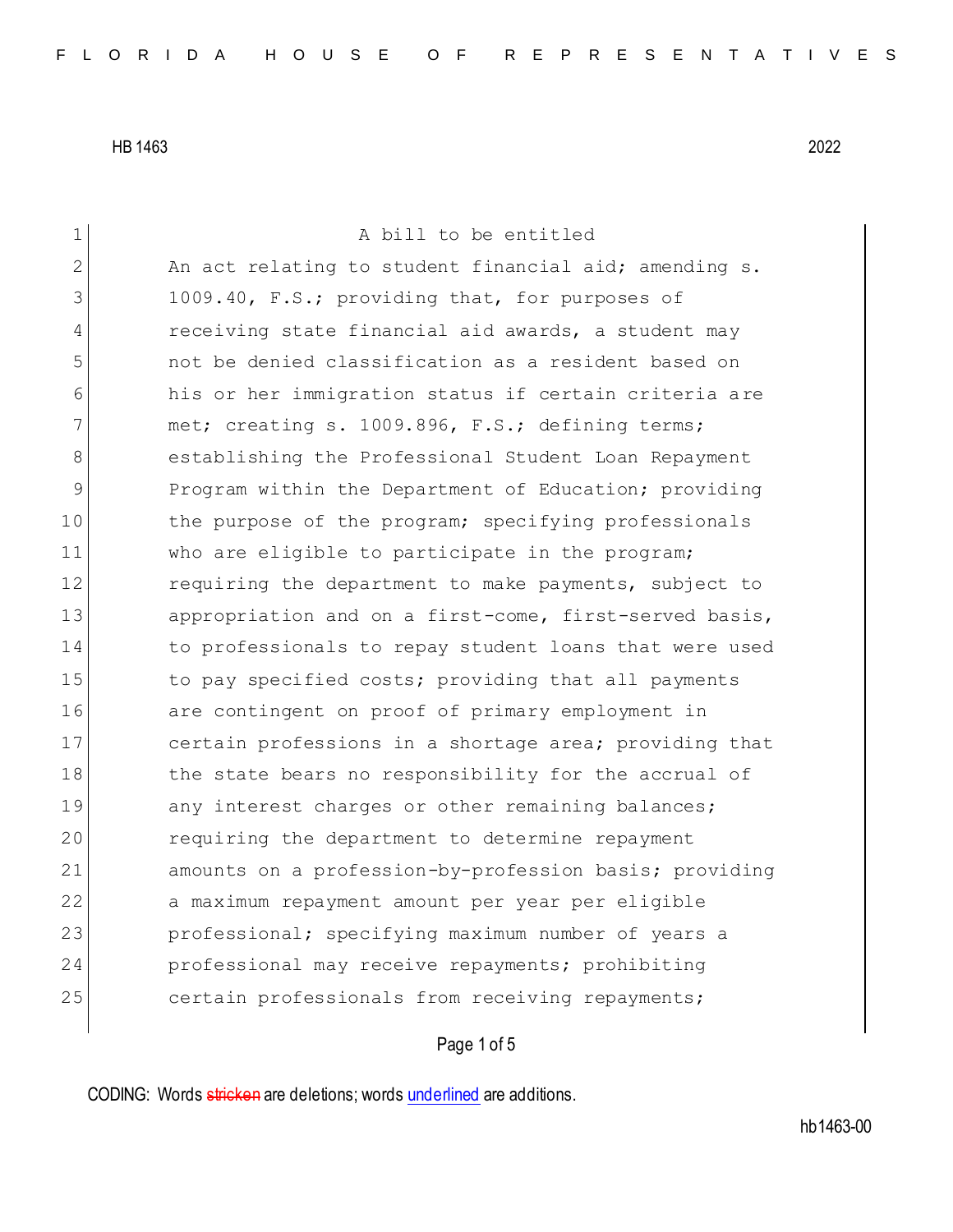A bill to be entitled

An act relating to student financial aid; amending s. 1009.40, F.S.; providing that, for purposes of receiving state financial aid awards, a student may not be denied classification as a resident based on his or her immigration status if certain criteria are met; creating s. 1009.896, F.S.; defining terms; establishing the Professional Student Loan Repayment Program within the Department of Education; providing the purpose of the program; specifying professionals who are eligible to participate in the program; requiring the department to make payments, subject to appropriation and on a first-come, first-served basis, to professionals to repay student loans that were used to pay specified costs; providing that all payments are contingent on proof of primary employment in certain professions in a shortage area; providing that the state bears no responsibility for the accrual of any interest charges or other remaining balances; requiring the department to determine repayment amounts on a profession-by-profession basis; providing a maximum repayment amount per year per eligible professional; specifying maximum number of years a professional may receive repayments; prohibiting certain professionals from receiving repayments;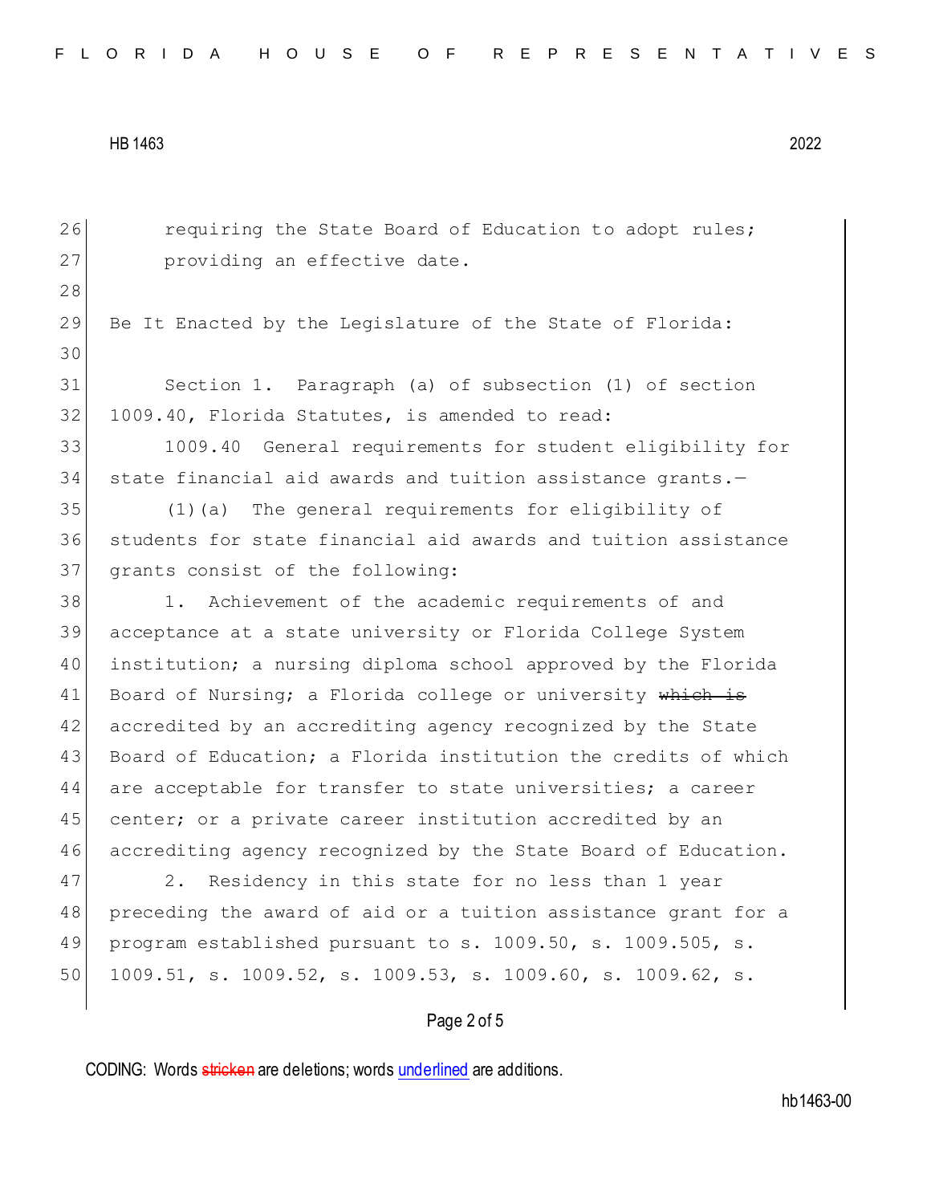requiring the State Board of Education to adopt rules; providing an effective date.

Be It Enacted by the Legislature of the State of Florida:

Section 1. Paragraph (a) of subsection (1) of section 1009.40, Florida Statutes, is amended to read:

1009.40 General requirements for student eligibility for state financial aid awards and tuition assistance grants.—

(1)(a) The general requirements for eligibility of students for state financial aid awards and tuition assistance grants consist of the following:

1. Achievement of the academic requirements of and acceptance at a state university or Florida College System institution; a nursing diploma school approved by the Florida Board of Nursing; a Florida college or university ~~which is~~ accredited by an accrediting agency recognized by the State Board of Education; a Florida institution the credits of which are acceptable for transfer to state universities; a career center; or a private career institution accredited by an accrediting agency recognized by the State Board of Education.

2. Residency in this state for no less than 1 year preceding the award of aid or a tuition assistance grant for a program established pursuant to s. 1009.50, s. 1009.505, s. 1009.51, s. 1009.52, s. 1009.53, s. 1009.60, s. 1009.62, s.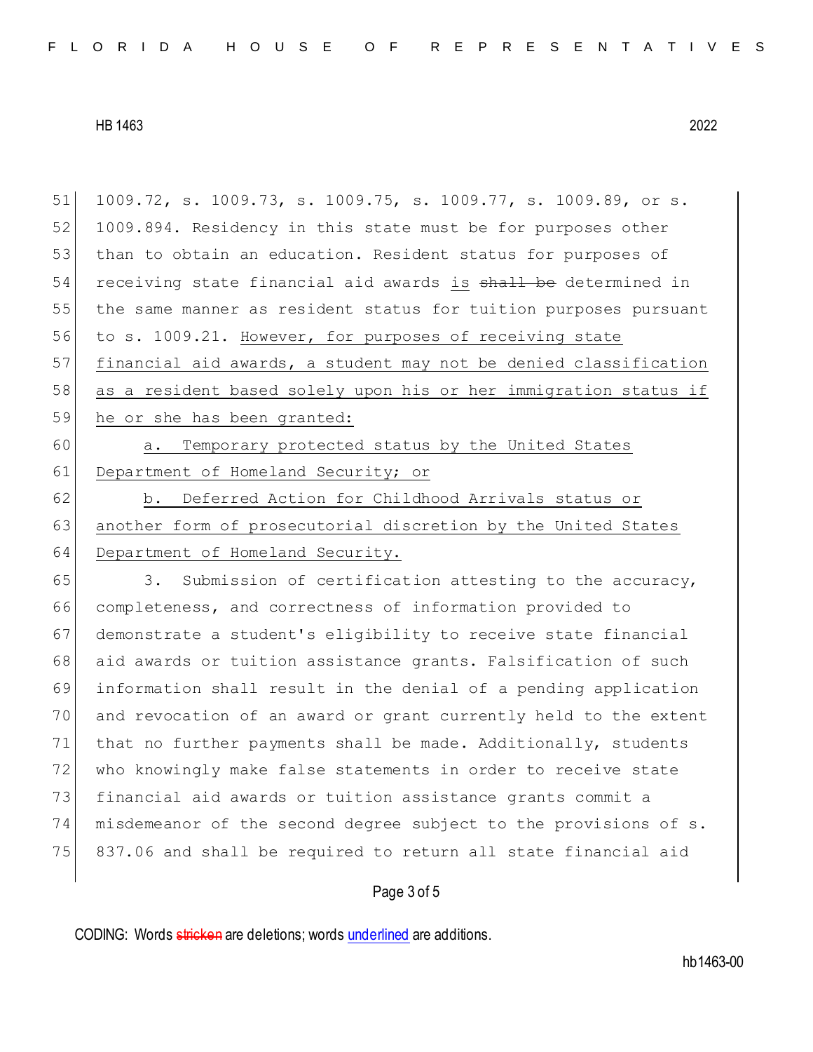1009.72, s. 1009.73, s. 1009.75, s. 1009.77, s. 1009.89, or s. 1009.894. Residency in this state must be for purposes other than to obtain an education. Resident status for purposes of receiving state financial aid awards <u>is</u> ~~shall be~~ determined in the same manner as resident status for tuition purposes pursuant to s. 1009.21. <u>However, for purposes of receiving state financial aid awards, a student may not be denied classification as a resident based solely upon his or her immigration status if he or she has been granted:</u>

<u>a. Temporary protected status by the United States Department of Homeland Security; or</u>

<u>b. Deferred Action for Childhood Arrivals status or another form of prosecutorial discretion by the United States Department of Homeland Security.</u>

3. Submission of certification attesting to the accuracy, completeness, and correctness of information provided to demonstrate a student's eligibility to receive state financial aid awards or tuition assistance grants. Falsification of such information shall result in the denial of a pending application and revocation of an award or grant currently held to the extent that no further payments shall be made. Additionally, students who knowingly make false statements in order to receive state financial aid awards or tuition assistance grants commit a misdemeanor of the second degree subject to the provisions of s. 837.06 and shall be required to return all state financial aid

CODING: Words ~~stricken~~ are deletions; words <u>underlined</u> are additions.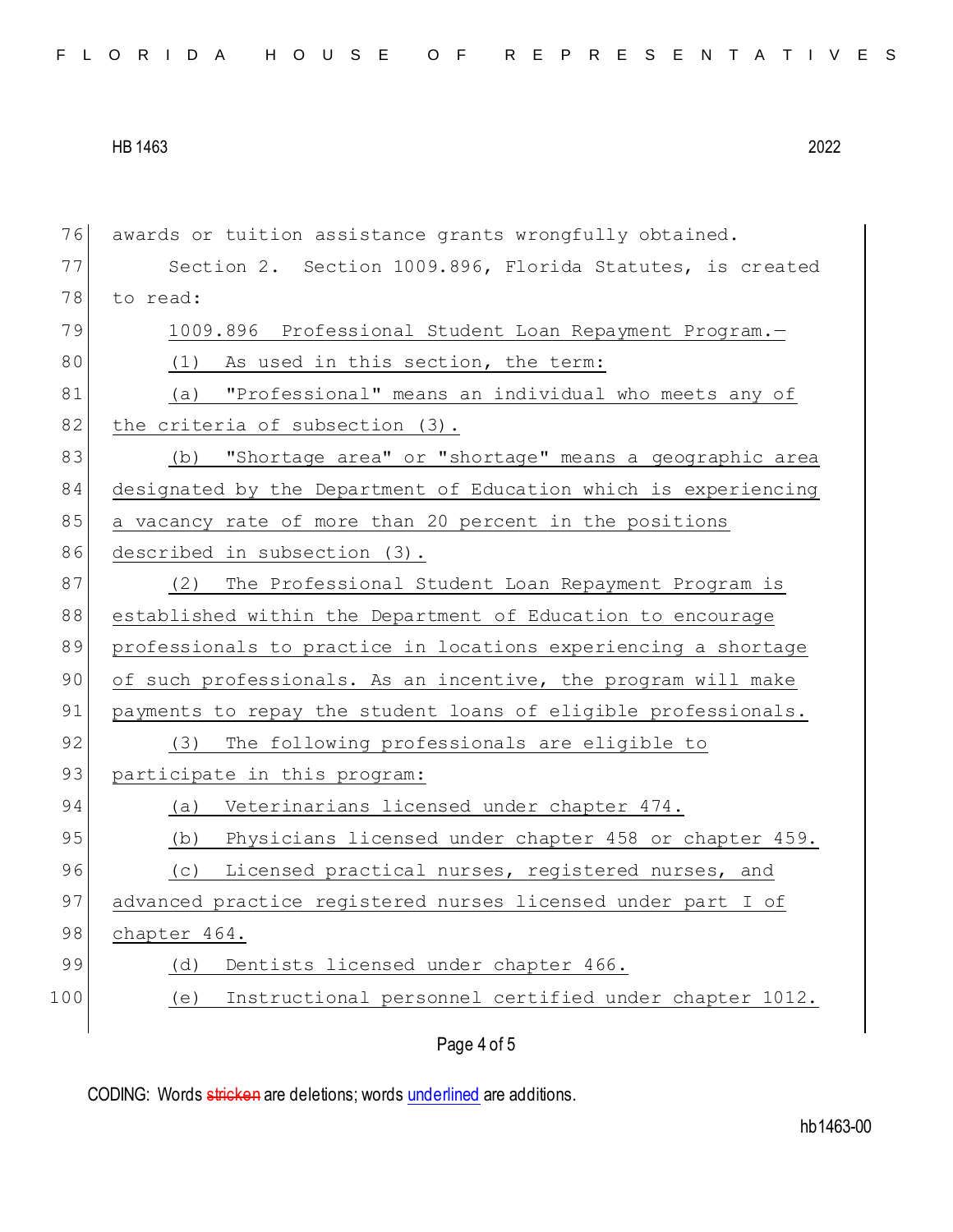awards or tuition assistance grants wrongfully obtained.

Section 2. Section 1009.896, Florida Statutes, is created to read:

1009.896 Professional Student Loan Repayment Program.—

(1) As used in this section, the term:

(a) "Professional" means an individual who meets any of the criteria of subsection (3).

(b) "Shortage area" or "shortage" means a geographic area designated by the Department of Education which is experiencing a vacancy rate of more than 20 percent in the positions described in subsection (3).

(2) The Professional Student Loan Repayment Program is established within the Department of Education to encourage professionals to practice in locations experiencing a shortage of such professionals. As an incentive, the program will make payments to repay the student loans of eligible professionals.

(3) The following professionals are eligible to participate in this program:

(a) Veterinarians licensed under chapter 474.

(b) Physicians licensed under chapter 458 or chapter 459.

(c) Licensed practical nurses, registered nurses, and advanced practice registered nurses licensed under part I of chapter 464.

(d) Dentists licensed under chapter 466.

(e) Instructional personnel certified under chapter 1012.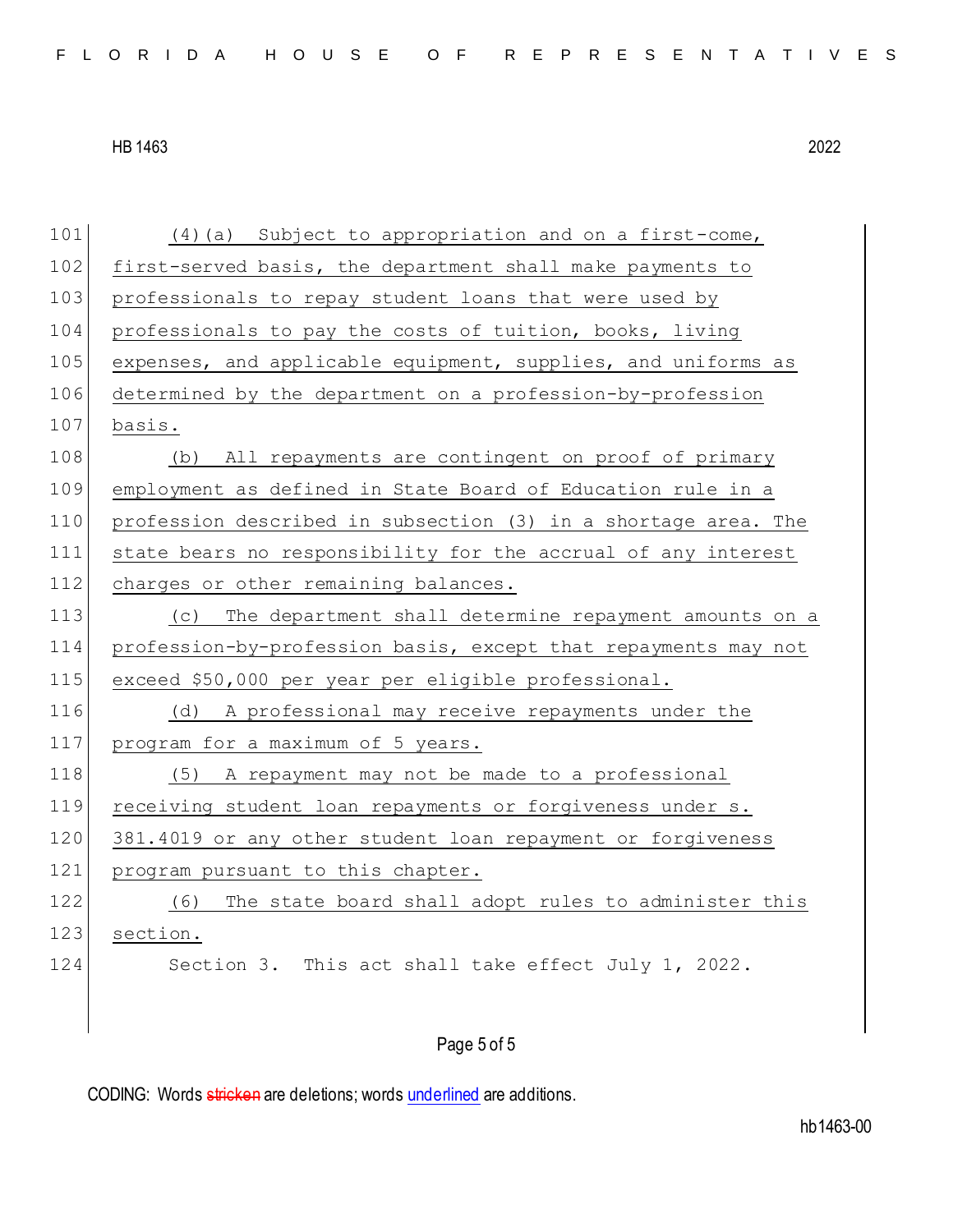(4)(a) Subject to appropriation and on a first-come, first-served basis, the department shall make payments to professionals to repay student loans that were used by professionals to pay the costs of tuition, books, living expenses, and applicable equipment, supplies, and uniforms as determined by the department on a profession-by-profession basis.

(b) All repayments are contingent on proof of primary employment as defined in State Board of Education rule in a profession described in subsection (3) in a shortage area. The state bears no responsibility for the accrual of any interest charges or other remaining balances.

(c) The department shall determine repayment amounts on a profession-by-profession basis, except that repayments may not exceed $50,000 per year per eligible professional.

(d) A professional may receive repayments under the program for a maximum of 5 years.

(5) A repayment may not be made to a professional receiving student loan repayments or forgiveness under s. 381.4019 or any other student loan repayment or forgiveness program pursuant to this chapter.

(6) The state board shall adopt rules to administer this section.

Section 3. This act shall take effect July 1, 2022.

CODING: Words ~~stricken~~ are deletions; words underlined are additions.